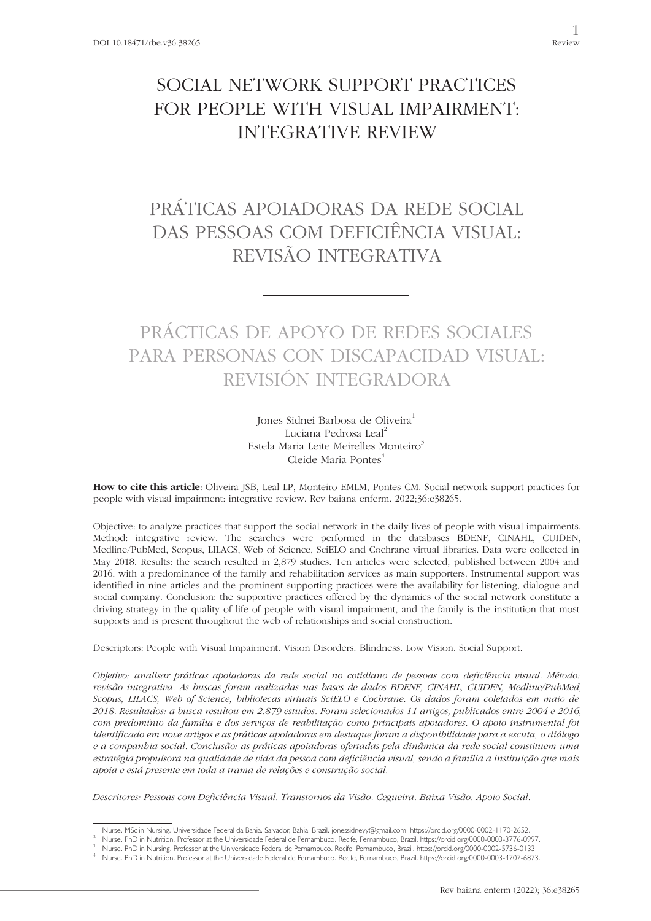DOI 10.18471/rbe.v36.38265

Review

# SOCIAL NETWORK SUPPORT PRACTICES FOR PEOPLE WITH VISUAL IMPAIRMENT: INTEGRATIVE REVIEW

# PRÁTICAS APOIADORAS DA REDE SOCIAL DAS PESSOAS COM DEFICIÊNCIA VISUAL: REVISÃO INTEGRATIVA

# PRÁCTICAS DE APOYO DE REDES SOCIALES PARA PERSONAS CON DISCAPACIDAD VISUAL: REVISIÓN INTEGRADORA

Jones Sidnei Barbosa de Oliveira[1]
Luciana Pedrosa Leal[2]
Estela Maria Leite Meirelles Monteiro[3]
Cleide Maria Pontes[4]

**How to cite this article**: Oliveira JSB, Leal LP, Monteiro EMLM, Pontes CM. Social network support practices for people with visual impairment: integrative review. Rev baiana enferm. 2022;36:e38265.

Objective: to analyze practices that support the social network in the daily lives of people with visual impairments. Method: integrative review. The searches were performed in the databases BDENF, CINAHL, CUIDEN, Medline/PubMed, Scopus, LILACS, Web of Science, SciELO and Cochrane virtual libraries. Data were collected in May 2018. Results: the search resulted in 2,879 studies. Ten articles were selected, published between 2004 and 2016, with a predominance of the family and rehabilitation services as main supporters. Instrumental support was identified in nine articles and the prominent supporting practices were the availability for listening, dialogue and social company. Conclusion: the supportive practices offered by the dynamics of the social network constitute a driving strategy in the quality of life of people with visual impairment, and the family is the institution that most supports and is present throughout the web of relationships and social construction.

Descriptors: People with Visual Impairment. Vision Disorders. Blindness. Low Vision. Social Support.

*Objetivo: analisar práticas apoiadoras da rede social no cotidiano de pessoas com deficiência visual. Método: revisão integrativa. As buscas foram realizadas nas bases de dados BDENF, CINAHL, CUIDEN, Medline/PubMed, Scopus, LILACS, Web of Science, bibliotecas virtuais SciELO e Cochrane. Os dados foram coletados em maio de 2018. Resultados: a busca resultou em 2.879 estudos. Foram selecionados 11 artigos, publicados entre 2004 e 2016, com predomínio da família e dos serviços de reabilitação como principais apoiadores. O apoio instrumental foi identificado em nove artigos e as práticas apoiadoras em destaque foram a disponibilidade para a escuta, o diálogo e a companhia social. Conclusão: as práticas apoiadoras ofertadas pela dinâmica da rede social constituem uma estratégia propulsora na qualidade de vida da pessoa com deficiência visual, sendo a família a instituição que mais apoia e está presente em toda a trama de relações e construção social.*

*Descritores: Pessoas com Deficiência Visual. Transtornos da Visão. Cegueira. Baixa Visão. Apoio Social.*

---

[1] Nurse. MSc in Nursing. Universidade Federal da Bahia. Salvador, Bahia, Brazil. jonessidneyy@gmail.com. https://orcid.org/0000-0002-1170-2652.
[2] Nurse. PhD in Nutrition. Professor at the Universidade Federal de Pernambuco. Recife, Pernambuco, Brazil. https://orcid.org/0000-0003-3776-0997.
[3] Nurse. PhD in Nursing. Professor at the Universidade Federal de Pernambuco. Recife, Pernambuco, Brazil. https://orcid.org/0000-0002-5736-0133.
[4] Nurse. PhD in Nutrition. Professor at the Universidade Federal de Pernambuco. Recife, Pernambuco, Brazil. https://orcid.org/0000-0003-4707-6873.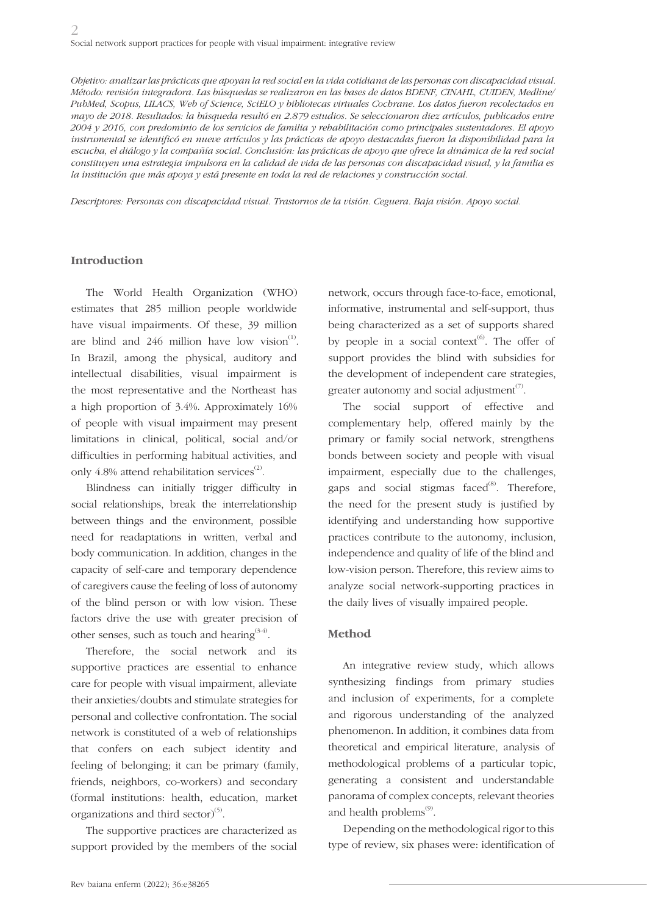*Objetivo: analizar las prácticas que apoyan la red social en la vida cotidiana de las personas con discapacidad visual. Método: revisión integradora. Las búsquedas se realizaron en las bases de datos BDENF, CINAHL, CUIDEN, Medline/PubMed, Scopus, LILACS, Web of Science, SciELO y bibliotecas virtuales Cochrane. Los datos fueron recolectados en mayo de 2018. Resultados: la búsqueda resultó en 2.879 estudios. Se seleccionaron diez artículos, publicados entre 2004 y 2016, con predominio de los servicios de familia y rehabilitación como principales sustentadores. El apoyo instrumental se identificó en nueve artículos y las prácticas de apoyo destacadas fueron la disponibilidad para la escucha, el diálogo y la compañía social. Conclusión: las prácticas de apoyo que ofrece la dinámica de la red social constituyen una estrategia impulsora en la calidad de vida de las personas con discapacidad visual, y la familia es la institución que más apoya y está presente en toda la red de relaciones y construcción social.*

*Descriptores: Personas con discapacidad visual. Trastornos de la visión. Ceguera. Baja visión. Apoyo social.*

## Introduction

The World Health Organization (WHO) estimates that 285 million people worldwide have visual impairments. Of these, 39 million are blind and 246 million have low vision[1]. In Brazil, among the physical, auditory and intellectual disabilities, visual impairment is the most representative and the Northeast has a high proportion of 3.4%. Approximately 16% of people with visual impairment may present limitations in clinical, political, social and/or difficulties in performing habitual activities, and only 4.8% attend rehabilitation services[2].

Blindness can initially trigger difficulty in social relationships, break the interrelationship between things and the environment, possible need for readaptations in written, verbal and body communication. In addition, changes in the capacity of self-care and temporary dependence of caregivers cause the feeling of loss of autonomy of the blind person or with low vision. These factors drive the use with greater precision of other senses, such as touch and hearing[3-4].

Therefore, the social network and its supportive practices are essential to enhance care for people with visual impairment, alleviate their anxieties/doubts and stimulate strategies for personal and collective confrontation. The social network is constituted of a web of relationships that confers on each subject identity and feeling of belonging; it can be primary (family, friends, neighbors, co-workers) and secondary (formal institutions: health, education, market organizations and third sector)[5].

The supportive practices are characterized as support provided by the members of the social network, occurs through face-to-face, emotional, informative, instrumental and self-support, thus being characterized as a set of supports shared by people in a social context[6]. The offer of support provides the blind with subsidies for the development of independent care strategies, greater autonomy and social adjustment[7].

The social support of effective and complementary help, offered mainly by the primary or family social network, strengthens bonds between society and people with visual impairment, especially due to the challenges, gaps and social stigmas faced[8]. Therefore, the need for the present study is justified by identifying and understanding how supportive practices contribute to the autonomy, inclusion, independence and quality of life of the blind and low-vision person. Therefore, this review aims to analyze social network-supporting practices in the daily lives of visually impaired people.

## Method

An integrative review study, which allows synthesizing findings from primary studies and inclusion of experiments, for a complete and rigorous understanding of the analyzed phenomenon. In addition, it combines data from theoretical and empirical literature, analysis of methodological problems of a particular topic, generating a consistent and understandable panorama of complex concepts, relevant theories and health problems[9].

Depending on the methodological rigor to this type of review, six phases were: identification of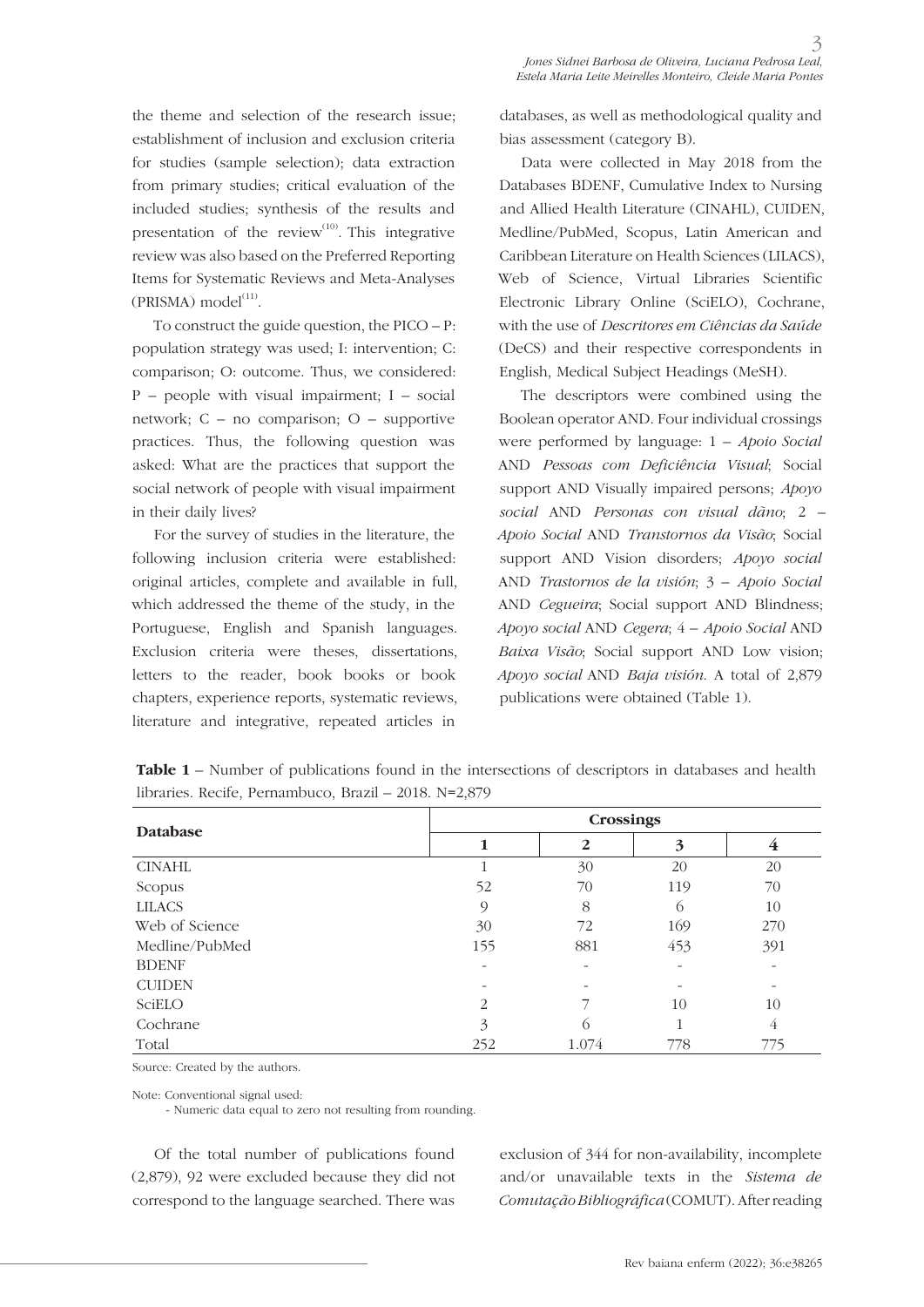the theme and selection of the research issue; establishment of inclusion and exclusion criteria for studies (sample selection); data extraction from primary studies; critical evaluation of the included studies; synthesis of the results and presentation of the review[10]. This integrative review was also based on the Preferred Reporting Items for Systematic Reviews and Meta-Analyses (PRISMA) model[11].

To construct the guide question, the PICO – P: population strategy was used; I: intervention; C: comparison; O: outcome. Thus, we considered: P – people with visual impairment; I – social network; C – no comparison; O – supportive practices. Thus, the following question was asked: What are the practices that support the social network of people with visual impairment in their daily lives?

For the survey of studies in the literature, the following inclusion criteria were established: original articles, complete and available in full, which addressed the theme of the study, in the Portuguese, English and Spanish languages. Exclusion criteria were theses, dissertations, letters to the reader, book books or book chapters, experience reports, systematic reviews, literature and integrative, repeated articles in databases, as well as methodological quality and bias assessment (category B).

Data were collected in May 2018 from the Databases BDENF, Cumulative Index to Nursing and Allied Health Literature (CINAHL), CUIDEN, Medline/PubMed, Scopus, Latin American and Caribbean Literature on Health Sciences (LILACS), Web of Science, Virtual Libraries Scientific Electronic Library Online (SciELO), Cochrane, with the use of *Descritores em Ciências da Saúde* (DeCS) and their respective correspondents in English, Medical Subject Headings (MeSH).

The descriptors were combined using the Boolean operator AND. Four individual crossings were performed by language: 1 – *Apoio Social* AND *Pessoas com Deficiência Visual*; Social support AND Visually impaired persons; *Apoyo social* AND *Personas con visual dãno*; 2 – *Apoio Social* AND *Transtornos da Visão*; Social support AND Vision disorders; *Apoyo social* AND *Trastornos de la visión*; 3 – *Apoio Social* AND *Cegueira*; Social support AND Blindness; *Apoyo social* AND *Cegera*; 4 – *Apoio Social* AND *Baixa Visão*; Social support AND Low vision; *Apoyo social* AND *Baja visión*. A total of 2,879 publications were obtained (Table 1).

**Table 1** – Number of publications found in the intersections of descriptors in databases and health libraries. Recife, Pernambuco, Brazil – 2018. N=2,879

| Database | Crossings | | | |
|---|---|---|---|---|
| | 1 | 2 | 3 | 4 |
| CINAHL | 1 | 30 | 20 | 20 |
| Scopus | 52 | 70 | 119 | 70 |
| LILACS | 9 | 8 | 6 | 10 |
| Web of Science | 30 | 72 | 169 | 270 |
| Medline/PubMed | 155 | 881 | 453 | 391 |
| BDENF | - | - | - | - |
| CUIDEN | - | - | - | - |
| SciELO | 2 | 7 | 10 | 10 |
| Cochrane | 3 | 6 | 1 | 4 |
| Total | 252 | 1.074 | 778 | 775 |

Source: Created by the authors.

Note: Conventional signal used:
- Numeric data equal to zero not resulting from rounding.

Of the total number of publications found (2,879), 92 were excluded because they did not correspond to the language searched. There was exclusion of 344 for non-availability, incomplete and/or unavailable texts in the *Sistema de Comutação Bibliográfica* (COMUT). After reading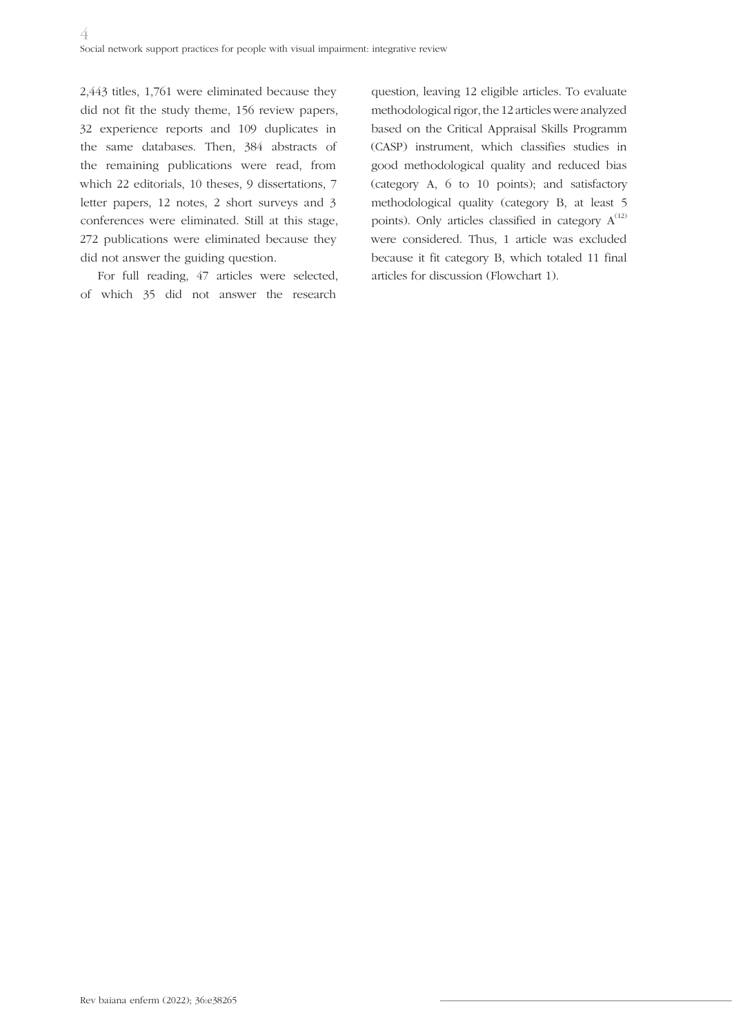2,443 titles, 1,761 were eliminated because they did not fit the study theme, 156 review papers, 32 experience reports and 109 duplicates in the same databases. Then, 384 abstracts of the remaining publications were read, from which 22 editorials, 10 theses, 9 dissertations, 7 letter papers, 12 notes, 2 short surveys and 3 conferences were eliminated. Still at this stage, 272 publications were eliminated because they did not answer the guiding question.

For full reading, 47 articles were selected, of which 35 did not answer the research question, leaving 12 eligible articles. To evaluate methodological rigor, the 12 articles were analyzed based on the Critical Appraisal Skills Programm (CASP) instrument, which classifies studies in good methodological quality and reduced bias (category A, 6 to 10 points); and satisfactory methodological quality (category B, at least 5 points). Only articles classified in category A[12] were considered. Thus, 1 article was excluded because it fit category B, which totaled 11 final articles for discussion (Flowchart 1).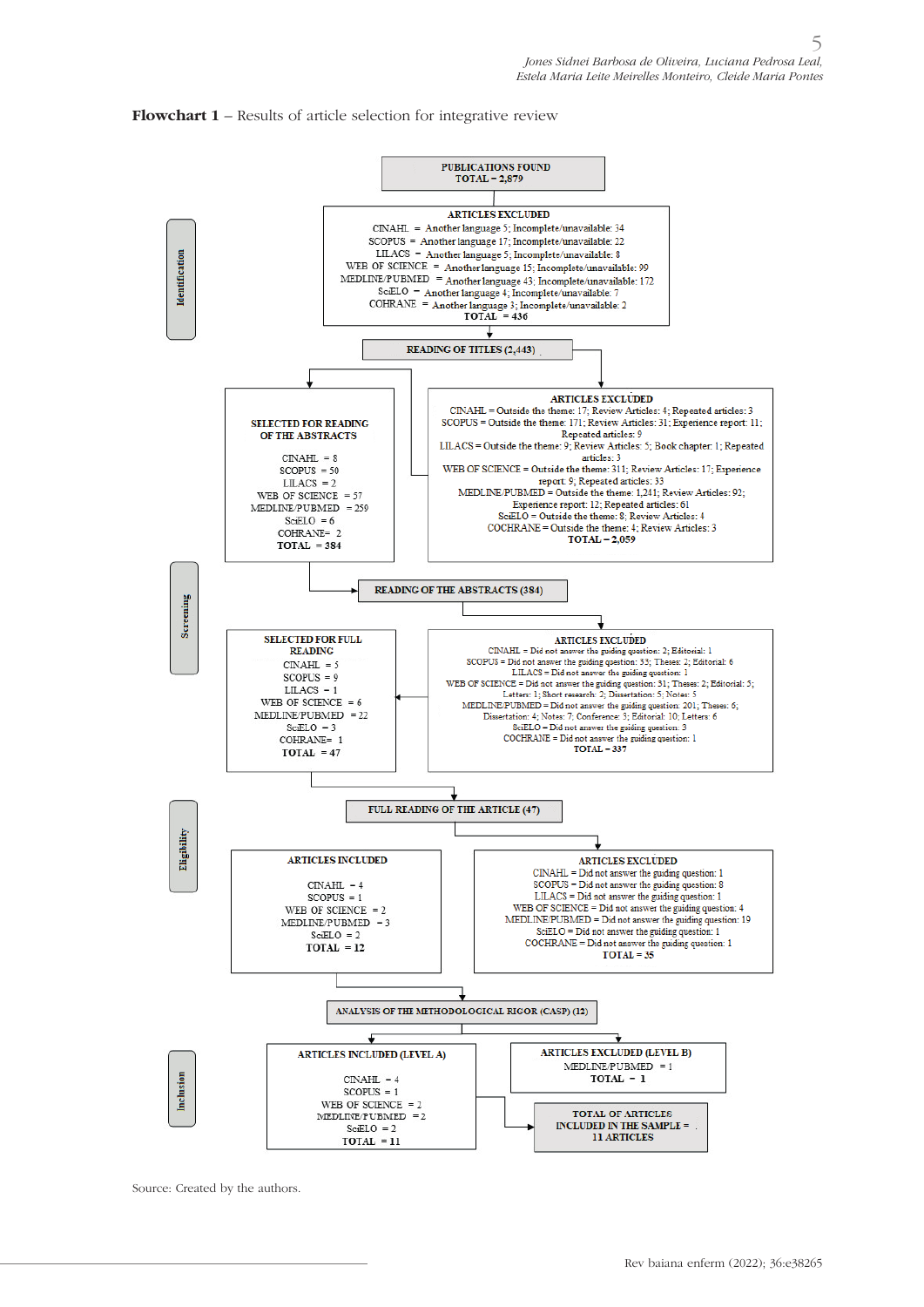**Flowchart 1** – Results of article selection for integrative review

**Identification**

**PUBLICATIONS FOUND**
**TOTAL – 2,879**

**ARTICLES EXCLUDED**
CINAHL = Another language 5; Incomplete/unavailable: 34
SCOPUS = Another language 17; Incomplete/unavailable: 22
LILACS = Another language 5; Incomplete/unavailable: 8
WEB OF SCIENCE = Another language 15; Incomplete/unavailable: 99
MEDLINE/PUBMED = Another language 43; Incomplete/unavailable: 172
SciELO = Another language 4; Incomplete/unavailable: 7
COHRANE = Another language 3; Incomplete/unavailable: 2
**TOTAL = 436**

**READING OF TITLES (2,443)**

**Screening**

**SELECTED FOR READING OF THE ABSTRACTS**
CINAHL = 8
SCOPUS = 50
LILACS = 2
WEB OF SCIENCE = 57
MEDLINE/PUBMED = 259
SciELO = 6
COHRANE= 2
**TOTAL = 384**

**ARTICLES EXCLUDED**
CINAHL = Outside the theme: 17; Review Articles: 4; Repeated articles: 3
SCOPUS = Outside the theme: 171; Review Articles: 31; Experience report: 11; Repeated articles: 9
LILACS = Outside the theme: 9; Review Articles: 5; Book chapter: 1; Repeated articles: 3
WEB OF SCIENCE = Outside the theme: 311; Review Articles: 17; Experience report: 9; Repeated articles: 33
MEDLINE/PUBMED = Outside the theme: 1,241; Review Articles: 92; Experience report: 12; Repeated articles: 61
SciELO = Outside the theme: 8; Review Articles: 4
COCHRANE = Outside the theme: 4; Review Articles: 3
**TOTAL – 2,059**

**READING OF THE ABSTRACTS (384)**

**SELECTED FOR FULL READING**
CINAHL = 5
SCOPUS = 9
LILACS = 1
WEB OF SCIENCE = 6
MEDLINE/PUBMED = 22
SciELO = 3
COHRANE= 1
**TOTAL = 47**

**ARTICLES EXCLUDED**
CINAHL = Did not answer the guiding question: 2; Editorial: 1
SCOPUS = Did not answer the guiding question: 33; Theses: 2; Editorial: 6
LILACS = Did not answer the guiding question: 1
WEB OF SCIENCE = Did not answer the guiding question: 31; Theses: 2; Editorial: 5; Letters: 1; Short research: 2; Dissertation: 5; Notes: 5
MEDLINE/PUBMED = Did not answer the guiding question: 201; Theses: 6; Dissertation: 4; Notes: 7; Conference: 3; Editorial: 10; Letters: 6
SciELO – Did not answer the guiding question: 3
COCHRANE = Did not answer the guiding question: 1
**TOTAL – 337**

**Eligibility**

**FULL READING OF THE ARTICLE (47)**

**ARTICLES INCLUDED**
CINAHL = 4
SCOPUS = 1
WEB OF SCIENCE = 2
MEDLINE/PUBMED = 3
SciELO = 2
**TOTAL = 12**

**ARTICLES EXCLUDED**
CINAHL = Did not answer the guiding question: 1
SCOPUS = Did not answer the guiding question: 8
LILACS = Did not answer the guiding question: 1
WEB OF SCIENCE = Did not answer the guiding question: 4
MEDLINE/PUBMED = Did not answer the guiding question: 19
SciELO = Did not answer the guiding question: 1
COCHRANE = Did not answer the guiding question: 1
**TOTAL = 35**

**Inclusion**

**ANALYSIS OF THE METHODOLOGICAL RIGOR (CASP) (12)**

**ARTICLES INCLUDED (LEVEL A)**
CINAHL = 4
SCOPUS = 1
WEB OF SCIENCE = 2
MEDLINE/PUBMED = 2
SciELO = 2
**TOTAL = 11**

**ARTICLES EXCLUDED (LEVEL B)**
MEDLINE/PUBMED = 1
**TOTAL – 1**

**TOTAL OF ARTICLES INCLUDED IN THE SAMPLE = 11 ARTICLES**

Source: Created by the authors.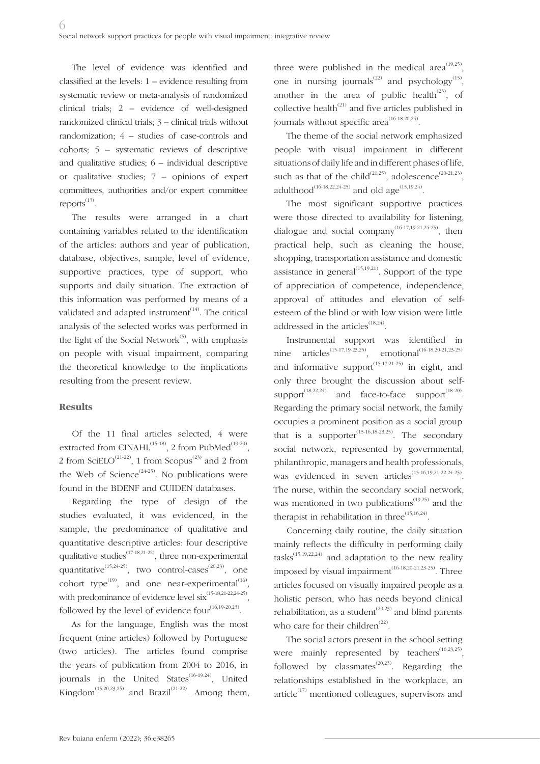The level of evidence was identified and classified at the levels: 1 – evidence resulting from systematic review or meta-analysis of randomized clinical trials; 2 – evidence of well-designed randomized clinical trials; 3 – clinical trials without randomization; 4 – studies of case-controls and cohorts; 5 – systematic reviews of descriptive and qualitative studies; 6 – individual descriptive or qualitative studies; 7 – opinions of expert committees, authorities and/or expert committee reports[13].

The results were arranged in a chart containing variables related to the identification of the articles: authors and year of publication, database, objectives, sample, level of evidence, supportive practices, type of support, who supports and daily situation. The extraction of this information was performed by means of a validated and adapted instrument[14]. The critical analysis of the selected works was performed in the light of the Social Network[5], with emphasis on people with visual impairment, comparing the theoretical knowledge to the implications resulting from the present review.

## Results

Of the 11 final articles selected, 4 were extracted from CINAHL[15-18], 2 from PubMed[19-20], 2 from SciELO[21-22], 1 from Scopus[23] and 2 from the Web of Science[24-25]. No publications were found in the BDENF and CUIDEN databases.

Regarding the type of design of the studies evaluated, it was evidenced, in the sample, the predominance of qualitative and quantitative descriptive articles: four descriptive qualitative studies[17-18,21-22], three non-experimental quantitative[15,24-25], two control-cases[20,23], one cohort type[19], and one near-experimental[16], with predominance of evidence level six[15-18,21-22,24-25], followed by the level of evidence four[16,19-20,23].

As for the language, English was the most frequent (nine articles) followed by Portuguese (two articles). The articles found comprise the years of publication from 2004 to 2016, in journals in the United States[16-19,24], United Kingdom[15,20,23,25] and Brazil[21-22]. Among them, three were published in the medical area[19,25], one in nursing journals[22] and psychology[15], another in the area of public health[23], of collective health[21] and five articles published in journals without specific area[16-18,20,24].

The theme of the social network emphasized people with visual impairment in different situations of daily life and in different phases of life, such as that of the child[21,25], adolescence[20-21,23], adulthood[16-18,22,24-25] and old age[15,19,24].

The most significant supportive practices were those directed to availability for listening, dialogue and social company[16-17,19-21,24-25], then practical help, such as cleaning the house, shopping, transportation assistance and domestic assistance in general[15,19,21]. Support of the type of appreciation of competence, independence, approval of attitudes and elevation of self-esteem of the blind or with low vision were little addressed in the articles[18,24].

Instrumental support was identified in nine articles[15-17,19-23,25], emotional[16-18,20-21,23-25] and informative support[15-17,21-25] in eight, and only three brought the discussion about self-support[18,22,24] and face-to-face support[18-20]. Regarding the primary social network, the family occupies a prominent position as a social group that is a supporter[15-16,18-23,25]. The secondary social network, represented by governmental, philanthropic, managers and health professionals, was evidenced in seven articles[15-16,19,21-22,24-25]. The nurse, within the secondary social network, was mentioned in two publications[19,25] and the therapist in rehabilitation in three[15,16,24].

Concerning daily routine, the daily situation mainly reflects the difficulty in performing daily tasks[15,19,22,24] and adaptation to the new reality imposed by visual impairment[16-18,20-21,23-25]. Three articles focused on visually impaired people as a holistic person, who has needs beyond clinical rehabilitation, as a student[20,23] and blind parents who care for their children[22].

The social actors present in the school setting were mainly represented by teachers[16,23,25], followed by classmates[20,23]. Regarding the relationships established in the workplace, an article[17] mentioned colleagues, supervisors and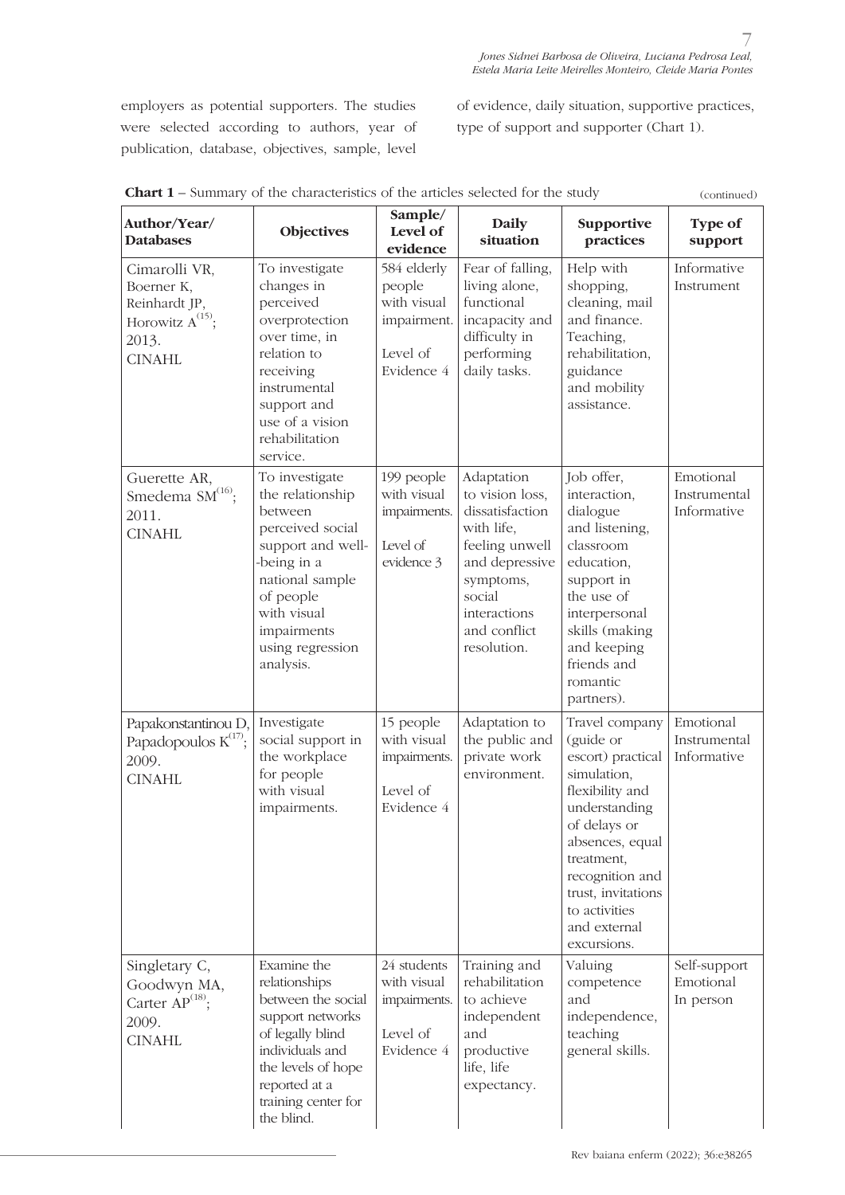employers as potential supporters. The studies were selected according to authors, year of publication, database, objectives, sample, level of evidence, daily situation, supportive practices, type of support and supporter (Chart 1).

**Chart 1** – Summary of the characteristics of the articles selected for the study (continued)

| Author/Year/ Databases | Objectives | Sample/ Level of evidence | Daily situation | Supportive practices | Type of support |
|---|---|---|---|---|---|
| Cimarolli VR, Boerner K, Reinhardt JP, Horowitz A[15]; 2013. CINAHL | To investigate changes in perceived overprotection over time, in relation to receiving instrumental support and use of a vision rehabilitation service. | 584 elderly people with visual impairment. Level of Evidence 4 | Fear of falling, living alone, functional incapacity and difficulty in performing daily tasks. | Help with shopping, cleaning, mail and finance. Teaching, rehabilitation, guidance and mobility assistance. | Informative Instrument |
| Guerette AR, Smedema SM[16]; 2011. CINAHL | To investigate the relationship between perceived social support and well-being in a national sample of people with visual impairments using regression analysis. | 199 people with visual impairments. Level of evidence 3 | Adaptation to vision loss, dissatisfaction with life, feeling unwell and depressive symptoms, social interactions and conflict resolution. | Job offer, interaction, dialogue and listening, classroom education, support in the use of interpersonal skills (making and keeping friends and romantic partners). | Emotional Instrumental Informative |
| Papakonstantinou D, Papadopoulos K[17]; 2009. CINAHL | Investigate social support in the workplace for people with visual impairments. | 15 people with visual impairments. Level of Evidence 4 | Adaptation to the public and private work environment. | Travel company (guide or escort) practical simulation, flexibility and understanding of delays or absences, equal treatment, recognition and trust, invitations to activities and external excursions. | Emotional Instrumental Informative |
| Singletary C, Goodwyn MA, Carter AP[18]; 2009. CINAHL | Examine the relationships between the social support networks of legally blind individuals and the levels of hope reported at a training center for the blind. | 24 students with visual impairments. Level of Evidence 4 | Training and rehabilitation to achieve independent and productive life, life expectancy. | Valuing competence and independence, teaching general skills. | Self-support Emotional In person |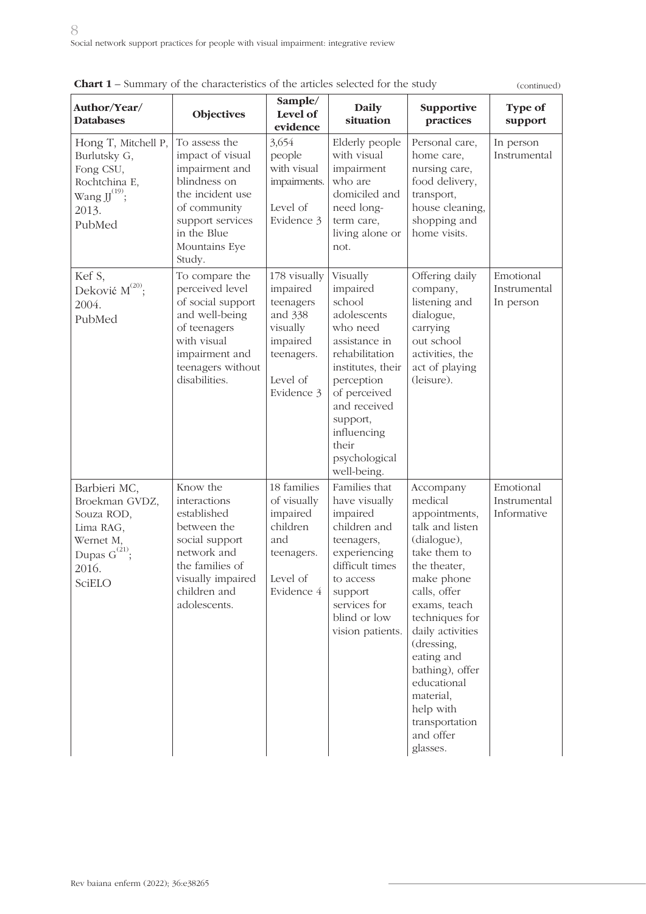**Chart 1** – Summary of the characteristics of the articles selected for the study (continued)

| Author/Year/ Databases | Objectives | Sample/ Level of evidence | Daily situation | Supportive practices | Type of support |
|---|---|---|---|---|---|
| Hong T, Mitchell P, Burlutsky G, Fong CSU, Rochtchina E, Wang JJ[19]; 2013. PubMed | To assess the impact of visual impairment and blindness on the incident use of community support services in the Blue Mountains Eye Study. | 3,654 people with visual impairments. Level of Evidence 3 | Elderly people with visual impairment who are domiciled and need long-term care, living alone or not. | Personal care, home care, nursing care, food delivery, transport, house cleaning, shopping and home visits. | In person Instrumental |
| Kef S, Deković M[20]; 2004. PubMed | To compare the perceived level of social support and well-being of teenagers with visual impairment and teenagers without disabilities. | 178 visually impaired teenagers and 338 visually impaired teenagers. Level of Evidence 3 | Visually impaired school adolescents who need assistance in rehabilitation institutes, their perception of perceived and received support, influencing their psychological well-being. | Offering daily company, listening and dialogue, carrying out school activities, the act of playing (leisure). | Emotional Instrumental In person |
| Barbieri MC, Broekman GVDZ, Souza ROD, Lima RAG, Wernet M, Dupas G[21]; 2016. SciELO | Know the interactions established between the social support network and the families of visually impaired children and adolescents. | 18 families of visually impaired children and teenagers. Level of Evidence 4 | Families that have visually impaired children and teenagers, experiencing difficult times to access support services for blind or low vision patients. | Accompany medical appointments, talk and listen (dialogue), take them to the theater, make phone calls, offer exams, teach techniques for daily activities (dressing, eating and bathing), offer educational material, help with transportation and offer glasses. | Emotional Instrumental Informative |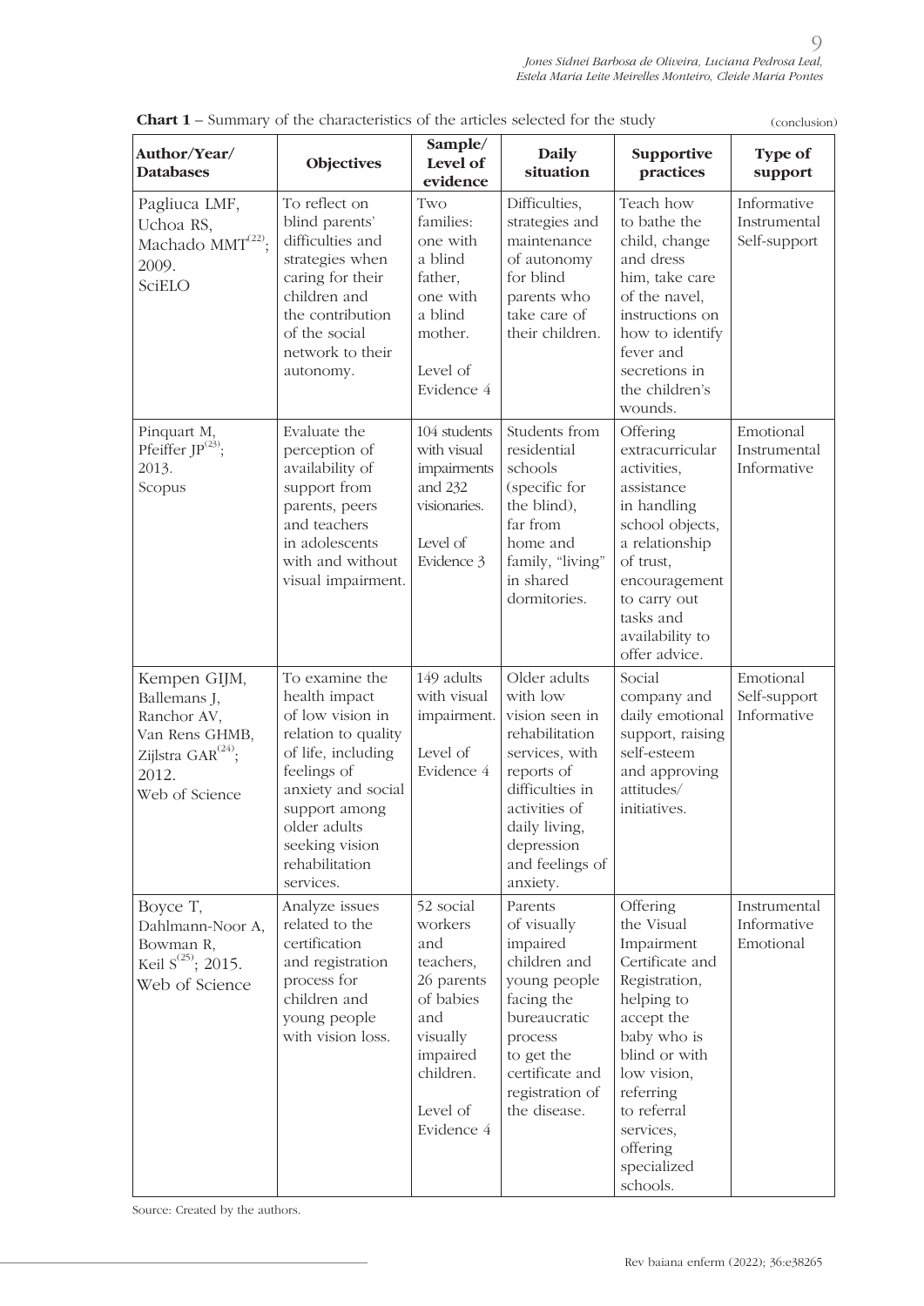**Chart 1** – Summary of the characteristics of the articles selected for the study (conclusion)

| Author/Year/ Databases | Objectives | Sample/ Level of evidence | Daily situation | Supportive practices | Type of support |
|---|---|---|---|---|---|
| Pagliuca LMF, Uchoa RS, Machado MMT[22]; 2009. SciELO | To reflect on blind parents' difficulties and strategies when caring for their children and the contribution of the social network to their autonomy. | Two families: one with a blind father, one with a blind mother. Level of Evidence 4 | Difficulties, strategies and maintenance of autonomy for blind parents who take care of their children. | Teach how to bathe the child, change and dress him, take care of the navel, instructions on how to identify fever and secretions in the children's wounds. | Informative Instrumental Self-support |
| Pinquart M, Pfeiffer JP[23]; 2013. Scopus | Evaluate the perception of availability of support from parents, peers and teachers in adolescents with and without visual impairment. | 104 students with visual impairments and 232 visionaries. Level of Evidence 3 | Students from residential schools (specific for the blind), far from home and family, "living" in shared dormitories. | Offering extracurricular activities, assistance in handling school objects, a relationship of trust, encouragement to carry out tasks and availability to offer advice. | Emotional Instrumental Informative |
| Kempen GIJM, Ballemans J, Ranchor AV, Van Rens GHMB, Zijlstra GAR[24]; 2012. Web of Science | To examine the health impact of low vision in relation to quality of life, including feelings of anxiety and social support among older adults seeking vision rehabilitation services. | 149 adults with visual impairment. Level of Evidence 4 | Older adults with low vision seen in rehabilitation services, with reports of difficulties in activities of daily living, depression and feelings of anxiety. | Social company and daily emotional support, raising self-esteem and approving attitudes/ initiatives. | Emotional Self-support Informative |
| Boyce T, Dahlmann-Noor A, Bowman R, Keil S[25]; 2015. Web of Science | Analyze issues related to the certification and registration process for children and young people with vision loss. | 52 social workers and teachers, 26 parents of babies and visually impaired children. Level of Evidence 4 | Parents of visually impaired children and young people facing the bureaucratic process to get the certificate and registration of the disease. | Offering the Visual Impairment Certificate and Registration, helping to accept the baby who is blind or with low vision, referring to referral services, offering specialized schools. | Instrumental Informative Emotional |

Source: Created by the authors.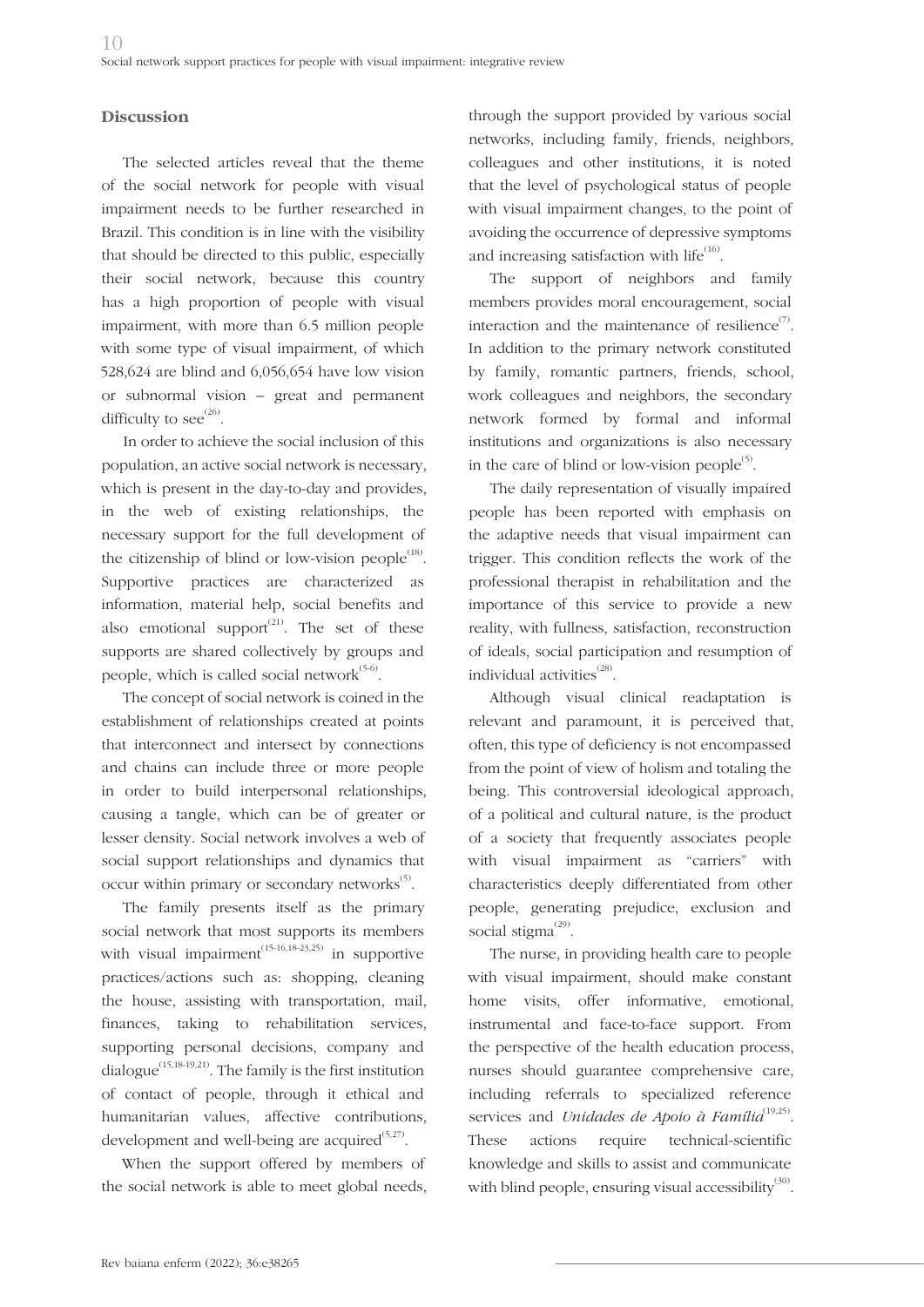## Discussion

The selected articles reveal that the theme of the social network for people with visual impairment needs to be further researched in Brazil. This condition is in line with the visibility that should be directed to this public, especially their social network, because this country has a high proportion of people with visual impairment, with more than 6.5 million people with some type of visual impairment, of which 528,624 are blind and 6,056,654 have low vision or subnormal vision – great and permanent difficulty to see[26].

In order to achieve the social inclusion of this population, an active social network is necessary, which is present in the day-to-day and provides, in the web of existing relationships, the necessary support for the full development of the citizenship of blind or low-vision people[18]. Supportive practices are characterized as information, material help, social benefits and also emotional support[21]. The set of these supports are shared collectively by groups and people, which is called social network[5-6].

The concept of social network is coined in the establishment of relationships created at points that interconnect and intersect by connections and chains can include three or more people in order to build interpersonal relationships, causing a tangle, which can be of greater or lesser density. Social network involves a web of social support relationships and dynamics that occur within primary or secondary networks[5].

The family presents itself as the primary social network that most supports its members with visual impairment[15-16,18-23,25] in supportive practices/actions such as: shopping, cleaning the house, assisting with transportation, mail, finances, taking to rehabilitation services, supporting personal decisions, company and dialogue[15,18-19,21]. The family is the first institution of contact of people, through it ethical and humanitarian values, affective contributions, development and well-being are acquired[5,27].

When the support offered by members of the social network is able to meet global needs, through the support provided by various social networks, including family, friends, neighbors, colleagues and other institutions, it is noted that the level of psychological status of people with visual impairment changes, to the point of avoiding the occurrence of depressive symptoms and increasing satisfaction with life[16].

The support of neighbors and family members provides moral encouragement, social interaction and the maintenance of resilience[7]. In addition to the primary network constituted by family, romantic partners, friends, school, work colleagues and neighbors, the secondary network formed by formal and informal institutions and organizations is also necessary in the care of blind or low-vision people[5].

The daily representation of visually impaired people has been reported with emphasis on the adaptive needs that visual impairment can trigger. This condition reflects the work of the professional therapist in rehabilitation and the importance of this service to provide a new reality, with fullness, satisfaction, reconstruction of ideals, social participation and resumption of individual activities[28].

Although visual clinical readaptation is relevant and paramount, it is perceived that, often, this type of deficiency is not encompassed from the point of view of holism and totaling the being. This controversial ideological approach, of a political and cultural nature, is the product of a society that frequently associates people with visual impairment as "carriers" with characteristics deeply differentiated from other people, generating prejudice, exclusion and social stigma[29].

The nurse, in providing health care to people with visual impairment, should make constant home visits, offer informative, emotional, instrumental and face-to-face support. From the perspective of the health education process, nurses should guarantee comprehensive care, including referrals to specialized reference services and *Unidades de Apoio à Família*[19,25]. These actions require technical-scientific knowledge and skills to assist and communicate with blind people, ensuring visual accessibility[30].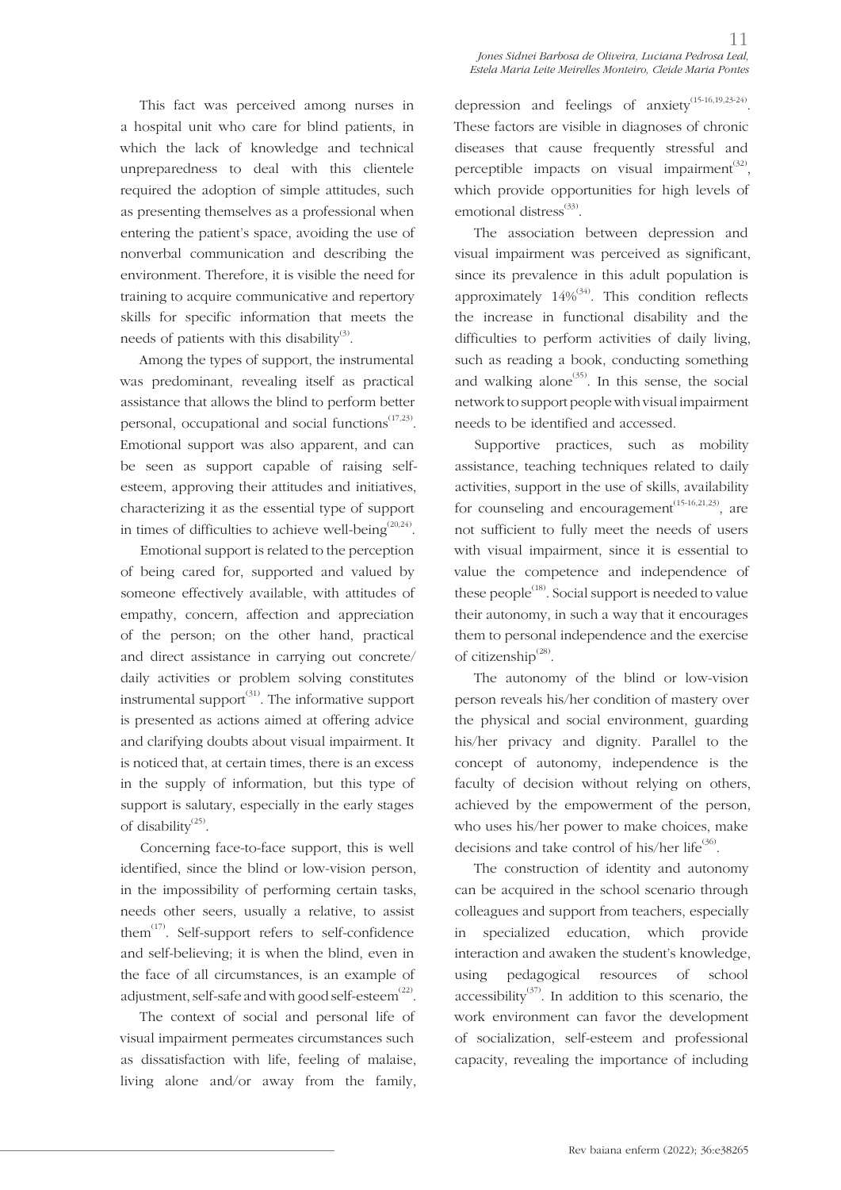This fact was perceived among nurses in a hospital unit who care for blind patients, in which the lack of knowledge and technical unpreparedness to deal with this clientele required the adoption of simple attitudes, such as presenting themselves as a professional when entering the patient's space, avoiding the use of nonverbal communication and describing the environment. Therefore, it is visible the need for training to acquire communicative and repertory skills for specific information that meets the needs of patients with this disability[3].

Among the types of support, the instrumental was predominant, revealing itself as practical assistance that allows the blind to perform better personal, occupational and social functions[17,23]. Emotional support was also apparent, and can be seen as support capable of raising self-esteem, approving their attitudes and initiatives, characterizing it as the essential type of support in times of difficulties to achieve well-being[20,24].

Emotional support is related to the perception of being cared for, supported and valued by someone effectively available, with attitudes of empathy, concern, affection and appreciation of the person; on the other hand, practical and direct assistance in carrying out concrete/daily activities or problem solving constitutes instrumental support[31]. The informative support is presented as actions aimed at offering advice and clarifying doubts about visual impairment. It is noticed that, at certain times, there is an excess in the supply of information, but this type of support is salutary, especially in the early stages of disability[25].

Concerning face-to-face support, this is well identified, since the blind or low-vision person, in the impossibility of performing certain tasks, needs other seers, usually a relative, to assist them[17]. Self-support refers to self-confidence and self-believing; it is when the blind, even in the face of all circumstances, is an example of adjustment, self-safe and with good self-esteem[22].

The context of social and personal life of visual impairment permeates circumstances such as dissatisfaction with life, feeling of malaise, living alone and/or away from the family, depression and feelings of anxiety[15-16,19,23-24]. These factors are visible in diagnoses of chronic diseases that cause frequently stressful and perceptible impacts on visual impairment[32], which provide opportunities for high levels of emotional distress[33].

The association between depression and visual impairment was perceived as significant, since its prevalence in this adult population is approximately 14%[34]. This condition reflects the increase in functional disability and the difficulties to perform activities of daily living, such as reading a book, conducting something and walking alone[35]. In this sense, the social network to support people with visual impairment needs to be identified and accessed.

Supportive practices, such as mobility assistance, teaching techniques related to daily activities, support in the use of skills, availability for counseling and encouragement[15-16,21,23], are not sufficient to fully meet the needs of users with visual impairment, since it is essential to value the competence and independence of these people[18]. Social support is needed to value their autonomy, in such a way that it encourages them to personal independence and the exercise of citizenship[28].

The autonomy of the blind or low-vision person reveals his/her condition of mastery over the physical and social environment, guarding his/her privacy and dignity. Parallel to the concept of autonomy, independence is the faculty of decision without relying on others, achieved by the empowerment of the person, who uses his/her power to make choices, make decisions and take control of his/her life[36].

The construction of identity and autonomy can be acquired in the school scenario through colleagues and support from teachers, especially in specialized education, which provide interaction and awaken the student's knowledge, using pedagogical resources of school accessibility[37]. In addition to this scenario, the work environment can favor the development of socialization, self-esteem and professional capacity, revealing the importance of including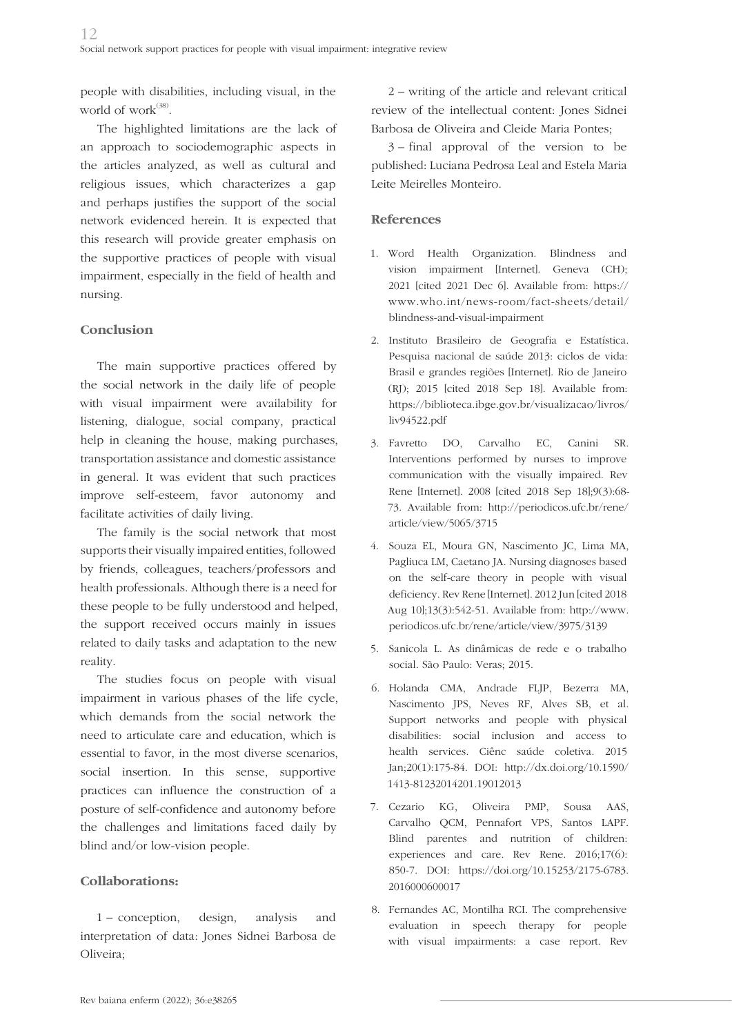people with disabilities, including visual, in the world of work[38].

The highlighted limitations are the lack of an approach to sociodemographic aspects in the articles analyzed, as well as cultural and religious issues, which characterizes a gap and perhaps justifies the support of the social network evidenced herein. It is expected that this research will provide greater emphasis on the supportive practices of people with visual impairment, especially in the field of health and nursing.

## Conclusion

The main supportive practices offered by the social network in the daily life of people with visual impairment were availability for listening, dialogue, social company, practical help in cleaning the house, making purchases, transportation assistance and domestic assistance in general. It was evident that such practices improve self-esteem, favor autonomy and facilitate activities of daily living.

The family is the social network that most supports their visually impaired entities, followed by friends, colleagues, teachers/professors and health professionals. Although there is a need for these people to be fully understood and helped, the support received occurs mainly in issues related to daily tasks and adaptation to the new reality.

The studies focus on people with visual impairment in various phases of the life cycle, which demands from the social network the need to articulate care and education, which is essential to favor, in the most diverse scenarios, social insertion. In this sense, supportive practices can influence the construction of a posture of self-confidence and autonomy before the challenges and limitations faced daily by blind and/or low-vision people.

## Collaborations:

1 – conception, design, analysis and interpretation of data: Jones Sidnei Barbosa de Oliveira;

2 – writing of the article and relevant critical review of the intellectual content: Jones Sidnei Barbosa de Oliveira and Cleide Maria Pontes;

3 – final approval of the version to be published: Luciana Pedrosa Leal and Estela Maria Leite Meirelles Monteiro.

## References

1. Word Health Organization. Blindness and vision impairment [Internet]. Geneva (CH); 2021 [cited 2021 Dec 6]. Available from: https://www.who.int/news-room/fact-sheets/detail/blindness-and-visual-impairment
2. Instituto Brasileiro de Geografia e Estatística. Pesquisa nacional de saúde 2013: ciclos de vida: Brasil e grandes regiões [Internet]. Rio de Janeiro (RJ); 2015 [cited 2018 Sep 18]. Available from: https://biblioteca.ibge.gov.br/visualizacao/livros/liv94522.pdf
3. Favretto DO, Carvalho EC, Canini SR. Interventions performed by nurses to improve communication with the visually impaired. Rev Rene [Internet]. 2008 [cited 2018 Sep 18];9(3):68-73. Available from: http://periodicos.ufc.br/rene/article/view/5065/3715
4. Souza EL, Moura GN, Nascimento JC, Lima MA, Pagliuca LM, Caetano JA. Nursing diagnoses based on the self-care theory in people with visual deficiency. Rev Rene [Internet]. 2012 Jun [cited 2018 Aug 10];13(3):542-51. Available from: http://www.periodicos.ufc.br/rene/article/view/3975/3139
5. Sanicola L. As dinâmicas de rede e o trabalho social. São Paulo: Veras; 2015.
6. Holanda CMA, Andrade FLJP, Bezerra MA, Nascimento JPS, Neves RF, Alves SB, et al. Support networks and people with physical disabilities: social inclusion and access to health services. Ciênc saúde coletiva. 2015 Jan;20(1):175-84. DOI: http://dx.doi.org/10.1590/1413-81232014201.19012013
7. Cezario KG, Oliveira PMP, Sousa AAS, Carvalho QCM, Pennafort VPS, Santos LAPF. Blind parentes and nutrition of children: experiences and care. Rev Rene. 2016;17(6):850-7. DOI: https://doi.org/10.15253/2175-6783.2016000600017
8. Fernandes AC, Montilha RCI. The comprehensive evaluation in speech therapy for people with visual impairments: a case report. Rev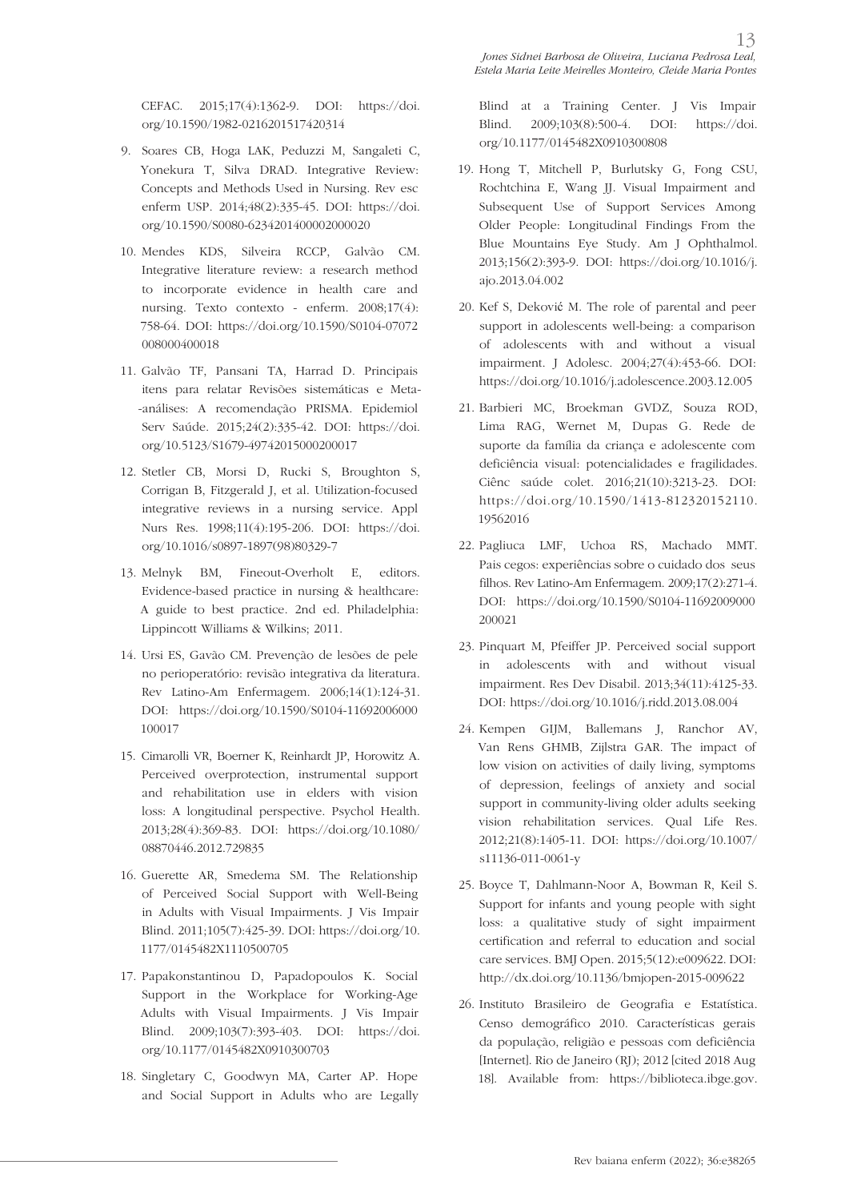CEFAC. 2015;17(4):1362-9. DOI: https://doi.org/10.1590/1982-0216201517420314

9. Soares CB, Hoga LAK, Peduzzi M, Sangaleti C, Yonekura T, Silva DRAD. Integrative Review: Concepts and Methods Used in Nursing. Rev esc enferm USP. 2014;48(2):335-45. DOI: https://doi.org/10.1590/S0080-6234201400002000020

10. Mendes KDS, Silveira RCCP, Galvão CM. Integrative literature review: a research method to incorporate evidence in health care and nursing. Texto contexto - enferm. 2008;17(4):758-64. DOI: https://doi.org/10.1590/S0104-07072008000400018

11. Galvão TF, Pansani TA, Harrad D. Principais itens para relatar Revisões sistemáticas e Meta--análises: A recomendação PRISMA. Epidemiol Serv Saúde. 2015;24(2):335-42. DOI: https://doi.org/10.5123/S1679-49742015000200017

12. Stetler CB, Morsi D, Rucki S, Broughton S, Corrigan B, Fitzgerald J, et al. Utilization-focused integrative reviews in a nursing service. Appl Nurs Res. 1998;11(4):195-206. DOI: https://doi.org/10.1016/s0897-1897(98)80329-7

13. Melnyk BM, Fineout-Overholt E, editors. Evidence-based practice in nursing & healthcare: A guide to best practice. 2nd ed. Philadelphia: Lippincott Williams & Wilkins; 2011.

14. Ursi ES, Gavão CM. Prevenção de lesões de pele no perioperatório: revisão integrativa da literatura. Rev Latino-Am Enfermagem. 2006;14(1):124-31. DOI: https://doi.org/10.1590/S0104-11692006000100017

15. Cimarolli VR, Boerner K, Reinhardt JP, Horowitz A. Perceived overprotection, instrumental support and rehabilitation use in elders with vision loss: A longitudinal perspective. Psychol Health. 2013;28(4):369-83. DOI: https://doi.org/10.1080/08870446.2012.729835

16. Guerette AR, Smedema SM. The Relationship of Perceived Social Support with Well-Being in Adults with Visual Impairments. J Vis Impair Blind. 2011;105(7):425-39. DOI: https://doi.org/10.1177/0145482X1110500705

17. Papakonstantinou D, Papadopoulos K. Social Support in the Workplace for Working-Age Adults with Visual Impairments. J Vis Impair Blind. 2009;103(7):393-403. DOI: https://doi.org/10.1177/0145482X0910300703

18. Singletary C, Goodwyn MA, Carter AP. Hope and Social Support in Adults who are Legally Blind at a Training Center. J Vis Impair Blind. 2009;103(8):500-4. DOI: https://doi.org/10.1177/0145482X0910300808

19. Hong T, Mitchell P, Burlutsky G, Fong CSU, Rochtchina E, Wang JJ. Visual Impairment and Subsequent Use of Support Services Among Older People: Longitudinal Findings From the Blue Mountains Eye Study. Am J Ophthalmol. 2013;156(2):393-9. DOI: https://doi.org/10.1016/j.ajo.2013.04.002

20. Kef S, Deković M. The role of parental and peer support in adolescents well-being: a comparison of adolescents with and without a visual impairment. J Adolesc. 2004;27(4):453-66. DOI: https://doi.org/10.1016/j.adolescence.2003.12.005

21. Barbieri MC, Broekman GVDZ, Souza ROD, Lima RAG, Wernet M, Dupas G. Rede de suporte da família da criança e adolescente com deficiência visual: potencialidades e fragilidades. Ciênc saúde colet. 2016;21(10):3213-23. DOI: https://doi.org/10.1590/1413-812320152110.19562016

22. Pagliuca LMF, Uchoa RS, Machado MMT. Pais cegos: experiências sobre o cuidado dos seus filhos. Rev Latino-Am Enfermagem. 2009;17(2):271-4. DOI: https://doi.org/10.1590/S0104-11692009000200021

23. Pinquart M, Pfeiffer JP. Perceived social support in adolescents with and without visual impairment. Res Dev Disabil. 2013;34(11):4125-33. DOI: https://doi.org/10.1016/j.ridd.2013.08.004

24. Kempen GIJM, Ballemans J, Ranchor AV, Van Rens GHMB, Zijlstra GAR. The impact of low vision on activities of daily living, symptoms of depression, feelings of anxiety and social support in community-living older adults seeking vision rehabilitation services. Qual Life Res. 2012;21(8):1405-11. DOI: https://doi.org/10.1007/s11136-011-0061-y

25. Boyce T, Dahlmann-Noor A, Bowman R, Keil S. Support for infants and young people with sight loss: a qualitative study of sight impairment certification and referral to education and social care services. BMJ Open. 2015;5(12):e009622. DOI: http://dx.doi.org/10.1136/bmjopen-2015-009622

26. Instituto Brasileiro de Geografia e Estatística. Censo demográfico 2010. Características gerais da população, religião e pessoas com deficiência [Internet]. Rio de Janeiro (RJ); 2012 [cited 2018 Aug 18]. Available from: https://biblioteca.ibge.gov.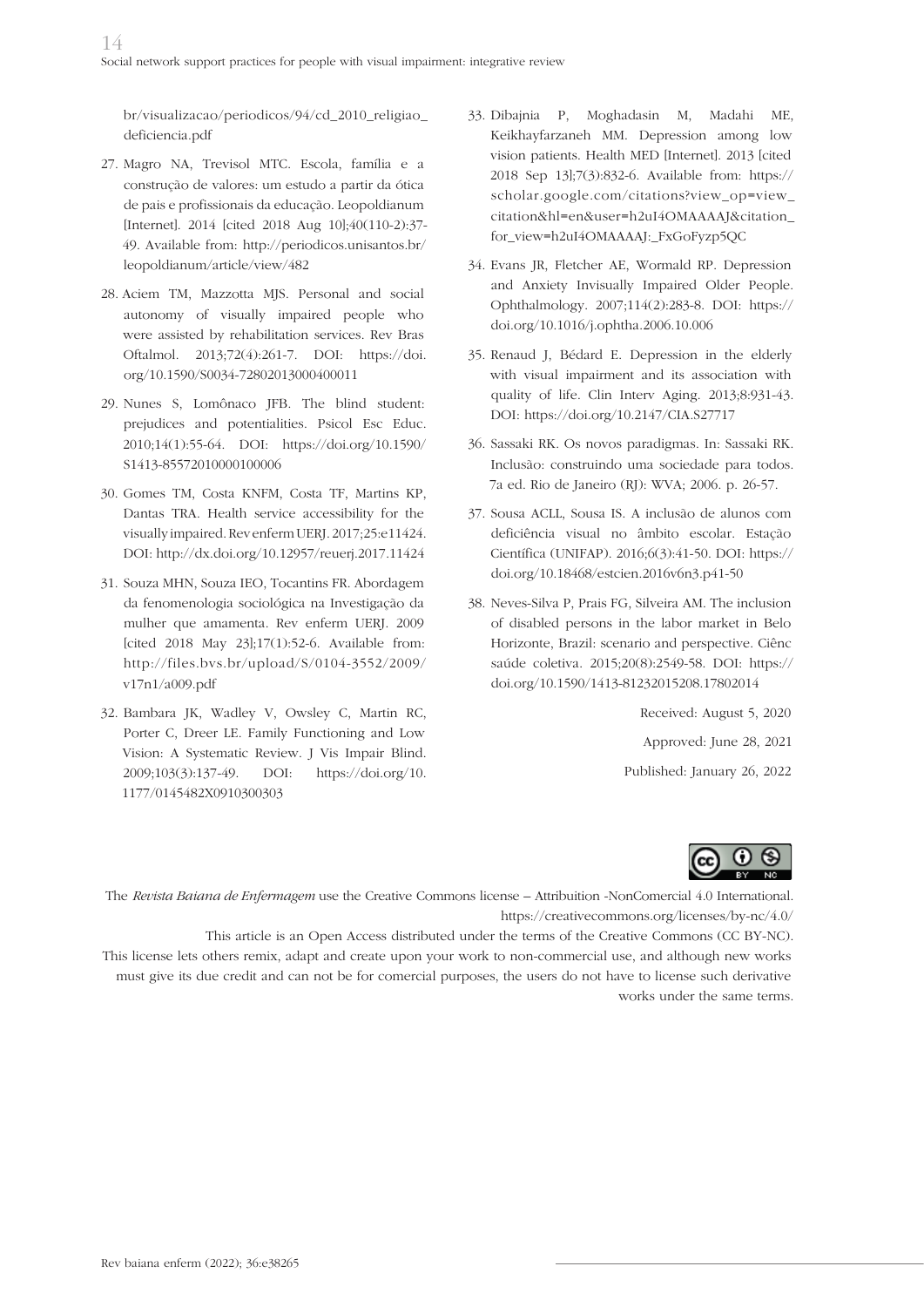br/visualizacao/periodicos/94/cd_2010_religiao_deficiencia.pdf

27. Magro NA, Trevisol MTC. Escola, família e a construção de valores: um estudo a partir da ótica de pais e profissionais da educação. Leopoldianum [Internet]. 2014 [cited 2018 Aug 10];40(110-2):37-49. Available from: http://periodicos.unisantos.br/leopoldianum/article/view/482

28. Aciem TM, Mazzotta MJS. Personal and social autonomy of visually impaired people who were assisted by rehabilitation services. Rev Bras Oftalmol. 2013;72(4):261-7. DOI: https://doi.org/10.1590/S0034-72802013000400011

29. Nunes S, Lomônaco JFB. The blind student: prejudices and potentialities. Psicol Esc Educ. 2010;14(1):55-64. DOI: https://doi.org/10.1590/S1413-85572010000100006

30. Gomes TM, Costa KNFM, Costa TF, Martins KP, Dantas TRA. Health service accessibility for the visually impaired. Rev enferm UERJ. 2017;25:e11424. DOI: http://dx.doi.org/10.12957/reuerj.2017.11424

31. Souza MHN, Souza IEO, Tocantins FR. Abordagem da fenomenologia sociológica na Investigação da mulher que amamenta. Rev enferm UERJ. 2009 [cited 2018 May 23];17(1):52-6. Available from: http://files.bvs.br/upload/S/0104-3552/2009/v17n1/a009.pdf

32. Bambara JK, Wadley V, Owsley C, Martin RC, Porter C, Dreer LE. Family Functioning and Low Vision: A Systematic Review. J Vis Impair Blind. 2009;103(3):137-49. DOI: https://doi.org/10.1177/0145482X0910300303

33. Dibajnia P, Moghadasin M, Madahi ME, Keikhayfarzaneh MM. Depression among low vision patients. Health MED [Internet]. 2013 [cited 2018 Sep 13];7(3):832-6. Available from: https://scholar.google.com/citations?view_op=view_citation&hl=en&user=h2uI4OMAAAAJ&citation_for_view=h2uI4OMAAAAJ:_FxGoFyzp5QC

34. Evans JR, Fletcher AE, Wormald RP. Depression and Anxiety Invisually Impaired Older People. Ophthalmology. 2007;114(2):283-8. DOI: https://doi.org/10.1016/j.ophtha.2006.10.006

35. Renaud J, Bédard E. Depression in the elderly with visual impairment and its association with quality of life. Clin Interv Aging. 2013;8:931-43. DOI: https://doi.org/10.2147/CIA.S27717

36. Sassaki RK. Os novos paradigmas. In: Sassaki RK. Inclusão: construindo uma sociedade para todos. 7a ed. Rio de Janeiro (RJ): WVA; 2006. p. 26-57.

37. Sousa ACLL, Sousa IS. A inclusão de alunos com deficiência visual no âmbito escolar. Estação Científica (UNIFAP). 2016;6(3):41-50. DOI: https://doi.org/10.18468/estcien.2016v6n3.p41-50

38. Neves-Silva P, Prais FG, Silveira AM. The inclusion of disabled persons in the labor market in Belo Horizonte, Brazil: scenario and perspective. Ciênc saúde coletiva. 2015;20(8):2549-58. DOI: https://doi.org/10.1590/1413-81232015208.17802014

Received: August 5, 2020

Approved: June 28, 2021

Published: January 26, 2022

The *Revista Baiana de Enfermagem* use the Creative Commons license – Attribuition -NonComercial 4.0 International. https://creativecommons.org/licenses/by-nc/4.0/

This article is an Open Access distributed under the terms of the Creative Commons (CC BY-NC).

This license lets others remix, adapt and create upon your work to non-commercial use, and although new works must give its due credit and can not be for comercial purposes, the users do not have to license such derivative works under the same terms.